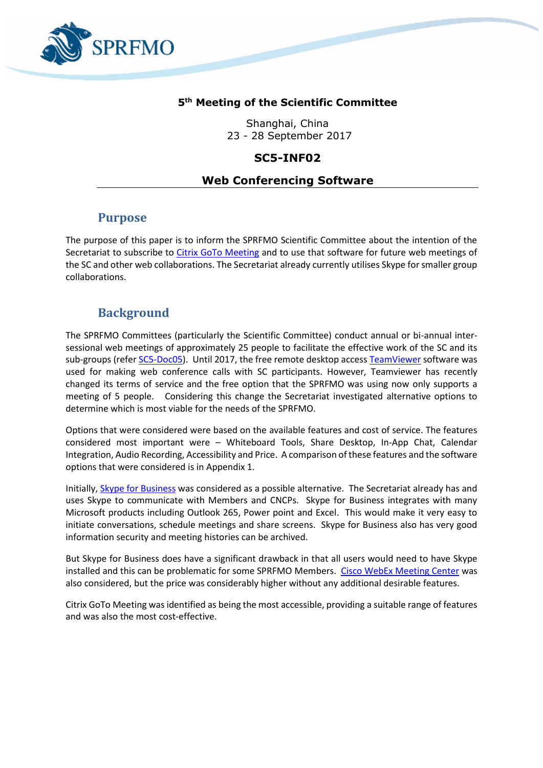**5th Meeting of the Scientific Committee**

Shanghai, China
23 - 28 September 2017

**SC5-INF02**

**Web Conferencing Software**

## Purpose

The purpose of this paper is to inform the SPRFMO Scientific Committee about the intention of the Secretariat to subscribe to Citrix GoTo Meeting and to use that software for future web meetings of the SC and other web collaborations. The Secretariat already currently utilises Skype for smaller group collaborations.

## Background

The SPRFMO Committees (particularly the Scientific Committee) conduct annual or bi-annual inter-sessional web meetings of approximately 25 people to facilitate the effective work of the SC and its sub-groups (refer SC5-Doc05). Until 2017, the free remote desktop access TeamViewer software was used for making web conference calls with SC participants. However, Teamviewer has recently changed its terms of service and the free option that the SPRFMO was using now only supports a meeting of 5 people. Considering this change the Secretariat investigated alternative options to determine which is most viable for the needs of the SPRFMO.

Options that were considered were based on the available features and cost of service. The features considered most important were – Whiteboard Tools, Share Desktop, In-App Chat, Calendar Integration, Audio Recording, Accessibility and Price. A comparison of these features and the software options that were considered is in Appendix 1.

Initially, Skype for Business was considered as a possible alternative. The Secretariat already has and uses Skype to communicate with Members and CNCPs. Skype for Business integrates with many Microsoft products including Outlook 265, Power point and Excel. This would make it very easy to initiate conversations, schedule meetings and share screens. Skype for Business also has very good information security and meeting histories can be archived.

But Skype for Business does have a significant drawback in that all users would need to have Skype installed and this can be problematic for some SPRFMO Members. Cisco WebEx Meeting Center was also considered, but the price was considerably higher without any additional desirable features.

Citrix GoTo Meeting was identified as being the most accessible, providing a suitable range of features and was also the most cost-effective.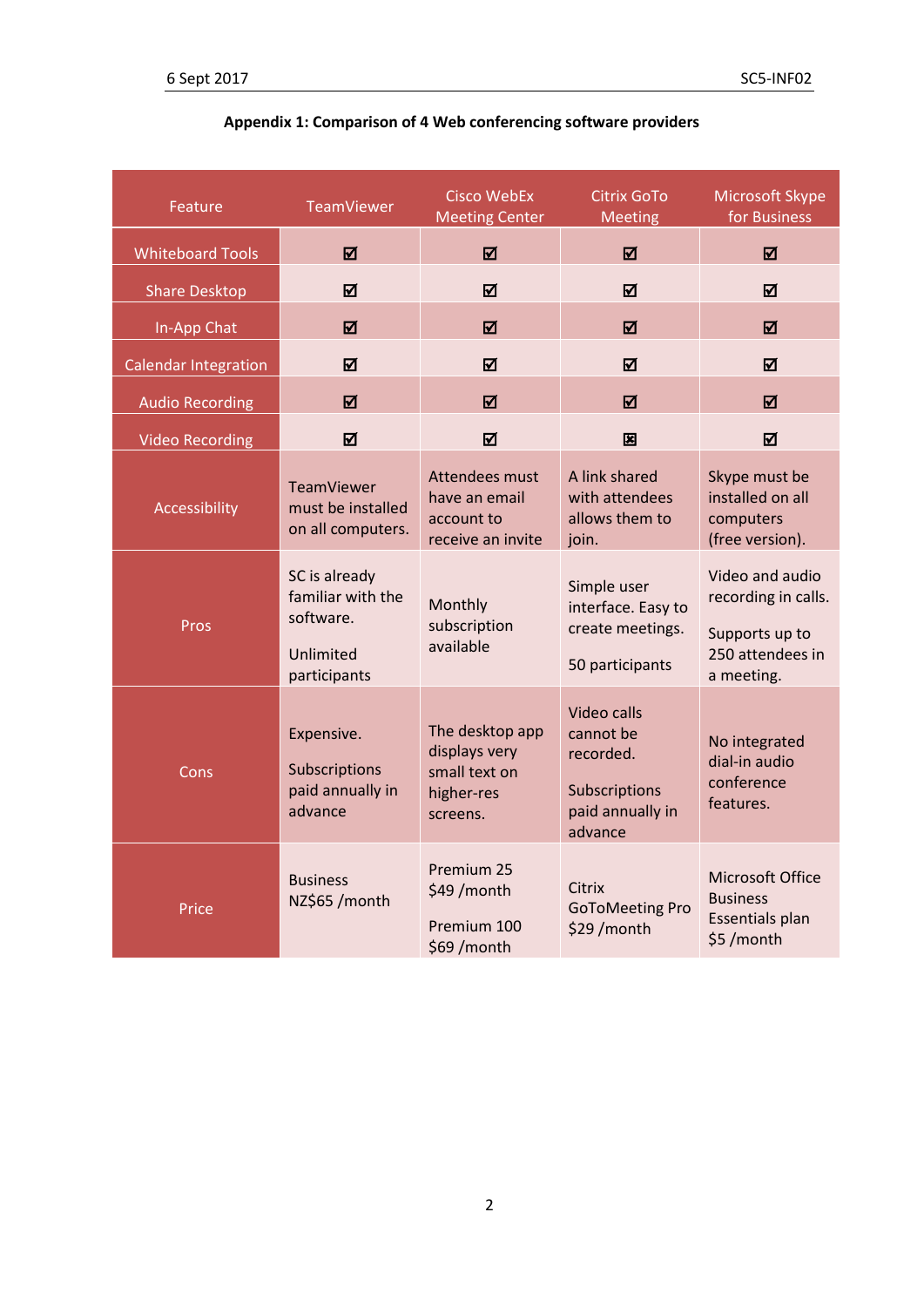**Appendix 1: Comparison of 4 Web conferencing software providers**

| Feature | TeamViewer | Cisco WebEx Meeting Center | Citrix GoTo Meeting | Microsoft Skype for Business |
|---|---|---|---|---|
| Whiteboard Tools | ☑ | ☑ | ☑ | ☑ |
| Share Desktop | ☑ | ☑ | ☑ | ☑ |
| In-App Chat | ☑ | ☑ | ☑ | ☑ |
| Calendar Integration | ☑ | ☑ | ☑ | ☑ |
| Audio Recording | ☑ | ☑ | ☑ | ☑ |
| Video Recording | ☑ | ☑ | ☒ | ☑ |
| Accessibility | TeamViewer must be installed on all computers. | Attendees must have an email account to receive an invite | A link shared with attendees allows them to join. | Skype must be installed on all computers (free version). |
| Pros | SC is already familiar with the software.<br><br>Unlimited participants | Monthly subscription available | Simple user interface. Easy to create meetings.<br><br>50 participants | Video and audio recording in calls.<br><br>Supports up to 250 attendees in a meeting. |
| Cons | Expensive.<br><br>Subscriptions paid annually in advance | The desktop app displays very small text on higher-res screens. | Video calls cannot be recorded.<br><br>Subscriptions paid annually in advance | No integrated dial-in audio conference features. |
| Price | Business NZ$65 /month | Premium 25 $49 /month<br><br>Premium 100 $69 /month | Citrix GoToMeeting Pro $29 /month | Microsoft Office Business Essentials plan $5 /month |